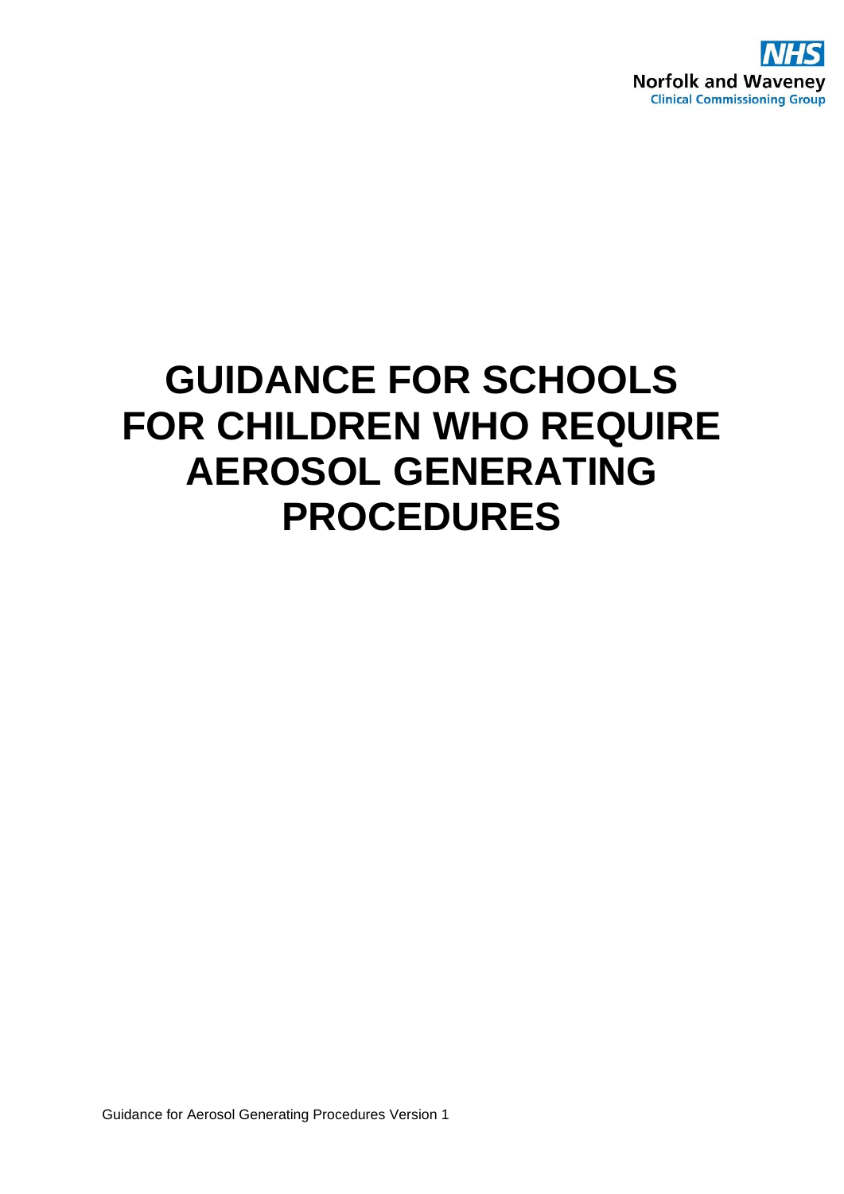NHS
Norfolk and Waveney
Clinical Commissioning Group

# GUIDANCE FOR SCHOOLS FOR CHILDREN WHO REQUIRE AEROSOL GENERATING PROCEDURES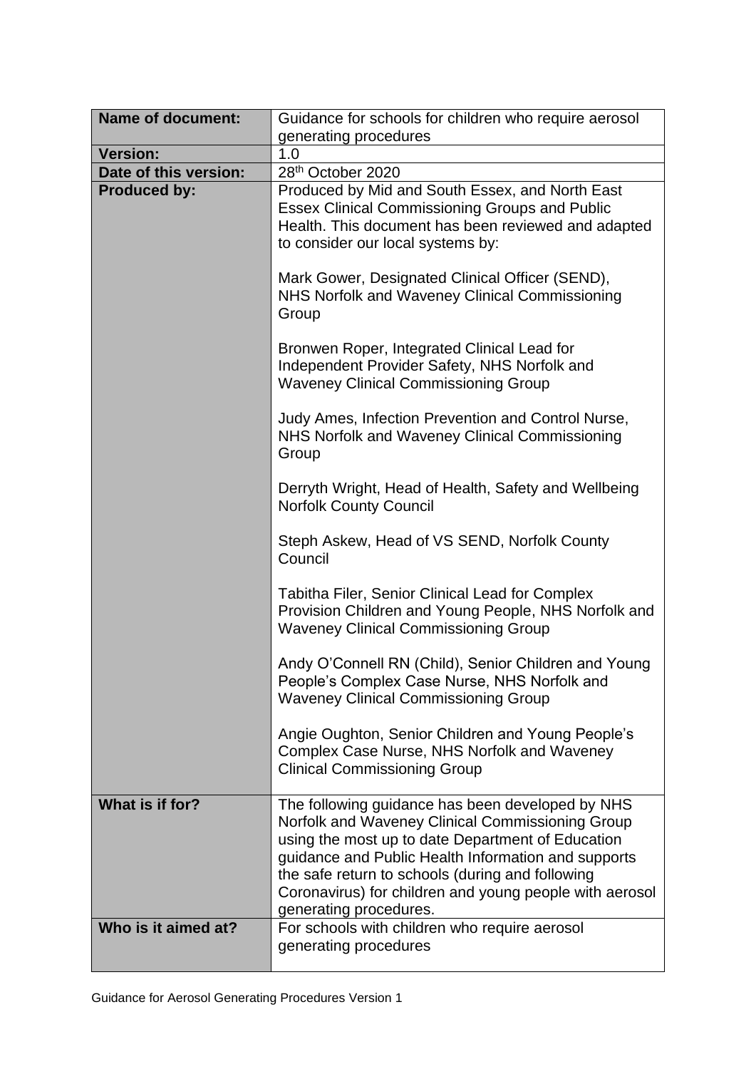| **Name of document:** | Guidance for schools for children who require aerosol generating procedures |
|---|---|
| **Version:** | 1.0 |
| **Date of this version:** | 28th October 2020 |
| **Produced by:** | Produced by Mid and South Essex, and North East Essex Clinical Commissioning Groups and Public Health. This document has been reviewed and adapted to consider our local systems by:<br><br>Mark Gower, Designated Clinical Officer (SEND), NHS Norfolk and Waveney Clinical Commissioning Group<br><br>Bronwen Roper, Integrated Clinical Lead for Independent Provider Safety, NHS Norfolk and Waveney Clinical Commissioning Group<br><br>Judy Ames, Infection Prevention and Control Nurse, NHS Norfolk and Waveney Clinical Commissioning Group<br><br>Derryth Wright, Head of Health, Safety and Wellbeing Norfolk County Council<br><br>Steph Askew, Head of VS SEND, Norfolk County Council<br><br>Tabitha Filer, Senior Clinical Lead for Complex Provision Children and Young People, NHS Norfolk and Waveney Clinical Commissioning Group<br><br>Andy O'Connell RN (Child), Senior Children and Young People's Complex Case Nurse, NHS Norfolk and Waveney Clinical Commissioning Group<br><br>Angie Oughton, Senior Children and Young People's Complex Case Nurse, NHS Norfolk and Waveney Clinical Commissioning Group |
| **What is if for?** | The following guidance has been developed by NHS Norfolk and Waveney Clinical Commissioning Group using the most up to date Department of Education guidance and Public Health Information and supports the safe return to schools (during and following Coronavirus) for children and young people with aerosol generating procedures. |
| **Who is it aimed at?** | For schools with children who require aerosol generating procedures |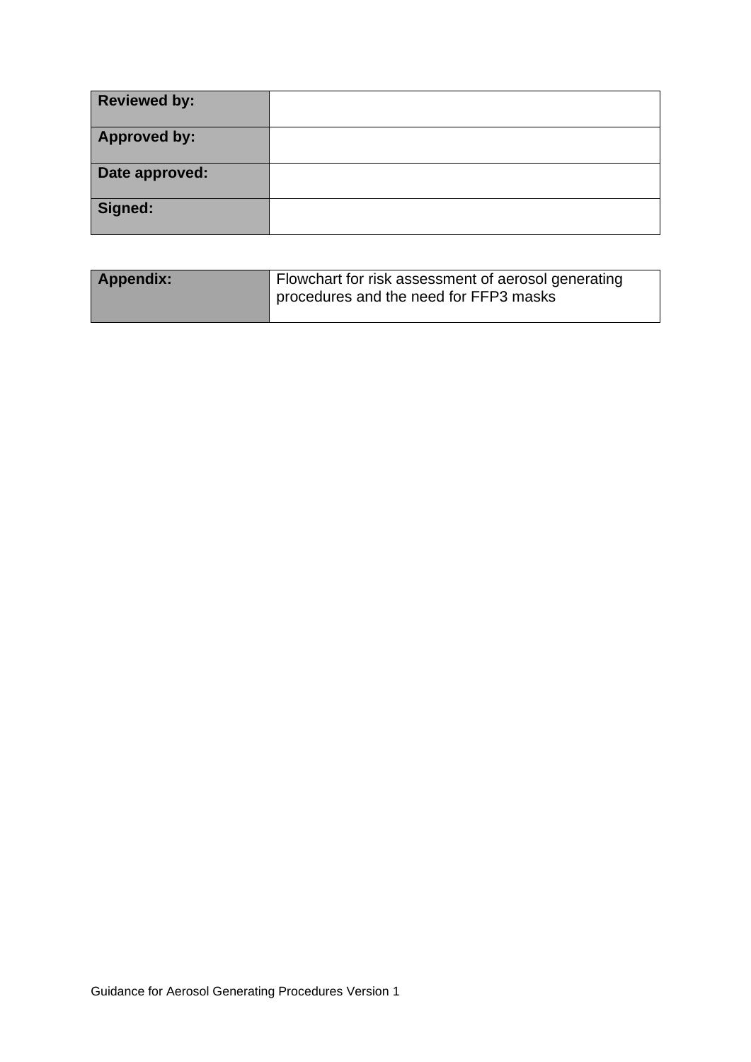| Reviewed by: | |
|---|---|
| Approved by: | |
| Date approved: | |
| Signed: | |

| Appendix: | Flowchart for risk assessment of aerosol generating procedures and the need for FFP3 masks |
|---|---|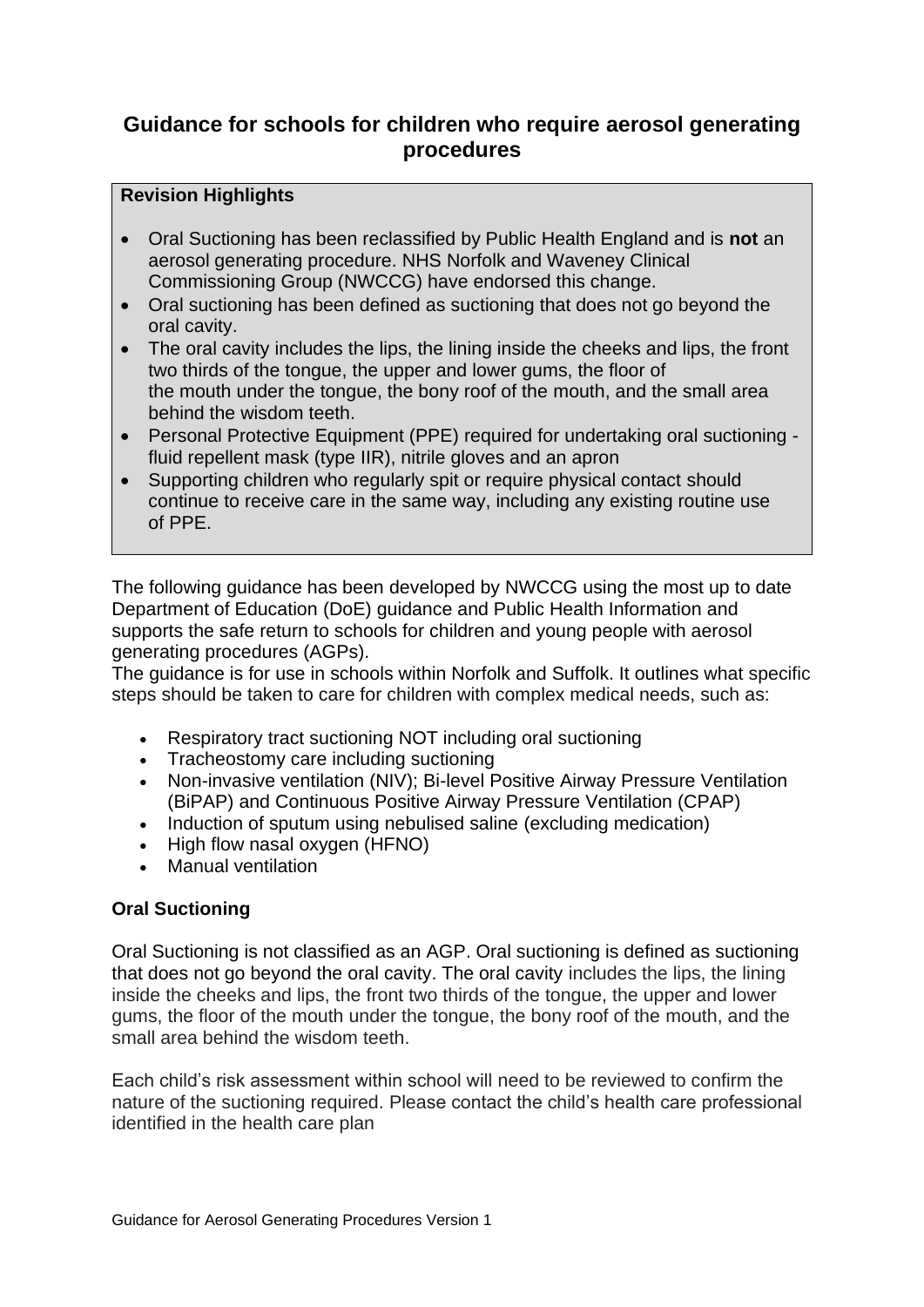## Guidance for schools for children who require aerosol generating procedures

**Revision Highlights**

- Oral Suctioning has been reclassified by Public Health England and is **not** an aerosol generating procedure. NHS Norfolk and Waveney Clinical Commissioning Group (NWCCG) have endorsed this change.
- Oral suctioning has been defined as suctioning that does not go beyond the oral cavity.
- The oral cavity includes the lips, the lining inside the cheeks and lips, the front two thirds of the tongue, the upper and lower gums, the floor of the mouth under the tongue, the bony roof of the mouth, and the small area behind the wisdom teeth.
- Personal Protective Equipment (PPE) required for undertaking oral suctioning - fluid repellent mask (type IIR), nitrile gloves and an apron
- Supporting children who regularly spit or require physical contact should continue to receive care in the same way, including any existing routine use of PPE.

The following guidance has been developed by NWCCG using the most up to date Department of Education (DoE) guidance and Public Health Information and supports the safe return to schools for children and young people with aerosol generating procedures (AGPs).

The guidance is for use in schools within Norfolk and Suffolk. It outlines what specific steps should be taken to care for children with complex medical needs, such as:

- Respiratory tract suctioning NOT including oral suctioning
- Tracheostomy care including suctioning
- Non-invasive ventilation (NIV); Bi-level Positive Airway Pressure Ventilation (BiPAP) and Continuous Positive Airway Pressure Ventilation (CPAP)
- Induction of sputum using nebulised saline (excluding medication)
- High flow nasal oxygen (HFNO)
- Manual ventilation

**Oral Suctioning**

Oral Suctioning is not classified as an AGP. Oral suctioning is defined as suctioning that does not go beyond the oral cavity. The oral cavity includes the lips, the lining inside the cheeks and lips, the front two thirds of the tongue, the upper and lower gums, the floor of the mouth under the tongue, the bony roof of the mouth, and the small area behind the wisdom teeth.

Each child's risk assessment within school will need to be reviewed to confirm the nature of the suctioning required. Please contact the child's health care professional identified in the health care plan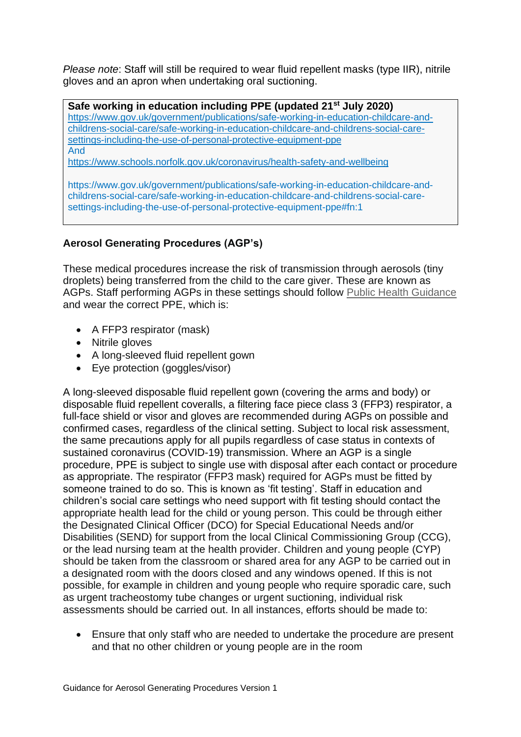*Please note*: Staff will still be required to wear fluid repellent masks (type IIR), nitrile gloves and an apron when undertaking oral suctioning.

**Safe working in education including PPE (updated 21st July 2020)**
https://www.gov.uk/government/publications/safe-working-in-education-childcare-and-childrens-social-care/safe-working-in-education-childcare-and-childrens-social-care-settings-including-the-use-of-personal-protective-equipment-ppe
And
https://www.schools.norfolk.gov.uk/coronavirus/health-safety-and-wellbeing

https://www.gov.uk/government/publications/safe-working-in-education-childcare-and-childrens-social-care/safe-working-in-education-childcare-and-childrens-social-care-settings-including-the-use-of-personal-protective-equipment-ppe#fn:1

**Aerosol Generating Procedures (AGP's)**

These medical procedures increase the risk of transmission through aerosols (tiny droplets) being transferred from the child to the care giver. These are known as AGPs. Staff performing AGPs in these settings should follow Public Health Guidance and wear the correct PPE, which is:

- A FFP3 respirator (mask)
- Nitrile gloves
- A long-sleeved fluid repellent gown
- Eye protection (goggles/visor)

A long-sleeved disposable fluid repellent gown (covering the arms and body) or disposable fluid repellent coveralls, a filtering face piece class 3 (FFP3) respirator, a full-face shield or visor and gloves are recommended during AGPs on possible and confirmed cases, regardless of the clinical setting. Subject to local risk assessment, the same precautions apply for all pupils regardless of case status in contexts of sustained coronavirus (COVID-19) transmission. Where an AGP is a single procedure, PPE is subject to single use with disposal after each contact or procedure as appropriate. The respirator (FFP3 mask) required for AGPs must be fitted by someone trained to do so. This is known as 'fit testing'. Staff in education and children's social care settings who need support with fit testing should contact the appropriate health lead for the child or young person. This could be through either the Designated Clinical Officer (DCO) for Special Educational Needs and/or Disabilities (SEND) for support from the local Clinical Commissioning Group (CCG), or the lead nursing team at the health provider. Children and young people (CYP) should be taken from the classroom or shared area for any AGP to be carried out in a designated room with the doors closed and any windows opened. If this is not possible, for example in children and young people who require sporadic care, such as urgent tracheostomy tube changes or urgent suctioning, individual risk assessments should be carried out. In all instances, efforts should be made to:

- Ensure that only staff who are needed to undertake the procedure are present and that no other children or young people are in the room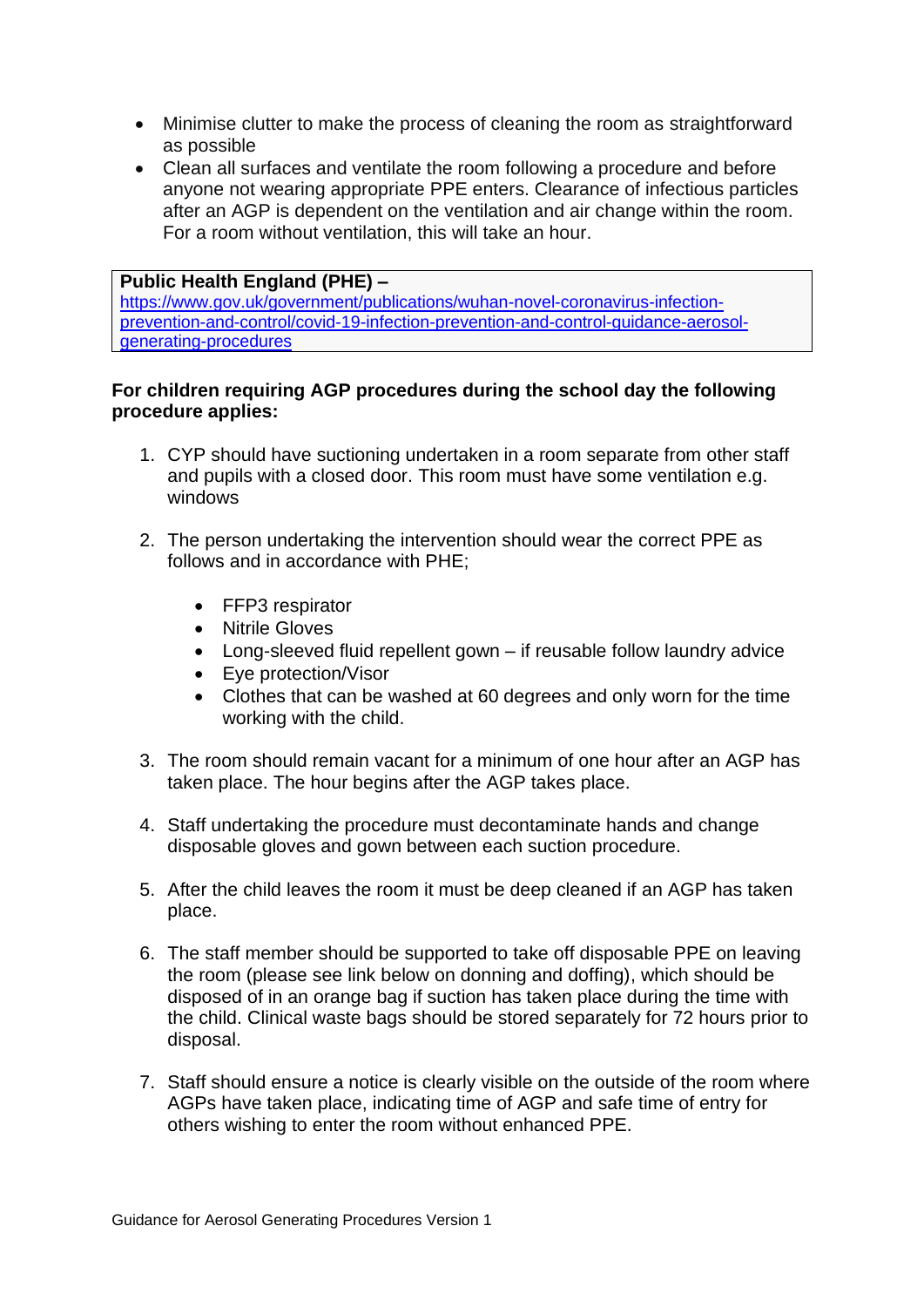- Minimise clutter to make the process of cleaning the room as straightforward as possible
- Clean all surfaces and ventilate the room following a procedure and before anyone not wearing appropriate PPE enters. Clearance of infectious particles after an AGP is dependent on the ventilation and air change within the room. For a room without ventilation, this will take an hour.

**Public Health England (PHE) –**
https://www.gov.uk/government/publications/wuhan-novel-coronavirus-infection-prevention-and-control/covid-19-infection-prevention-and-control-guidance-aerosol-generating-procedures

**For children requiring AGP procedures during the school day the following procedure applies:**

1. CYP should have suctioning undertaken in a room separate from other staff and pupils with a closed door. This room must have some ventilation e.g. windows

2. The person undertaking the intervention should wear the correct PPE as follows and in accordance with PHE;

    - FFP3 respirator
    - Nitrile Gloves
    - Long-sleeved fluid repellent gown – if reusable follow laundry advice
    - Eye protection/Visor
    - Clothes that can be washed at 60 degrees and only worn for the time working with the child.

3. The room should remain vacant for a minimum of one hour after an AGP has taken place. The hour begins after the AGP takes place.

4. Staff undertaking the procedure must decontaminate hands and change disposable gloves and gown between each suction procedure.

5. After the child leaves the room it must be deep cleaned if an AGP has taken place.

6. The staff member should be supported to take off disposable PPE on leaving the room (please see link below on donning and doffing), which should be disposed of in an orange bag if suction has taken place during the time with the child. Clinical waste bags should be stored separately for 72 hours prior to disposal.

7. Staff should ensure a notice is clearly visible on the outside of the room where AGPs have taken place, indicating time of AGP and safe time of entry for others wishing to enter the room without enhanced PPE.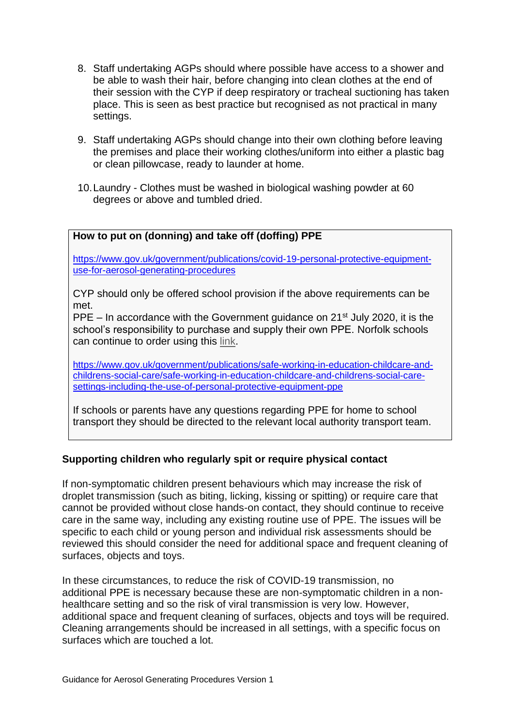8. Staff undertaking AGPs should where possible have access to a shower and be able to wash their hair, before changing into clean clothes at the end of their session with the CYP if deep respiratory or tracheal suctioning has taken place. This is seen as best practice but recognised as not practical in many settings.

9. Staff undertaking AGPs should change into their own clothing before leaving the premises and place their working clothes/uniform into either a plastic bag or clean pillowcase, ready to launder at home.

10. Laundry - Clothes must be washed in biological washing powder at 60 degrees or above and tumbled dried.

**How to put on (donning) and take off (doffing) PPE**

https://www.gov.uk/government/publications/covid-19-personal-protective-equipment-use-for-aerosol-generating-procedures

CYP should only be offered school provision if the above requirements can be met.

PPE – In accordance with the Government guidance on 21st July 2020, it is the school's responsibility to purchase and supply their own PPE. Norfolk schools can continue to order using this link.

https://www.gov.uk/government/publications/safe-working-in-education-childcare-and-childrens-social-care/safe-working-in-education-childcare-and-childrens-social-care-settings-including-the-use-of-personal-protective-equipment-ppe

If schools or parents have any questions regarding PPE for home to school transport they should be directed to the relevant local authority transport team.

**Supporting children who regularly spit or require physical contact**

If non-symptomatic children present behaviours which may increase the risk of droplet transmission (such as biting, licking, kissing or spitting) or require care that cannot be provided without close hands-on contact, they should continue to receive care in the same way, including any existing routine use of PPE. The issues will be specific to each child or young person and individual risk assessments should be reviewed this should consider the need for additional space and frequent cleaning of surfaces, objects and toys.

In these circumstances, to reduce the risk of COVID-19 transmission, no additional PPE is necessary because these are non-symptomatic children in a non-healthcare setting and so the risk of viral transmission is very low. However, additional space and frequent cleaning of surfaces, objects and toys will be required. Cleaning arrangements should be increased in all settings, with a specific focus on surfaces which are touched a lot.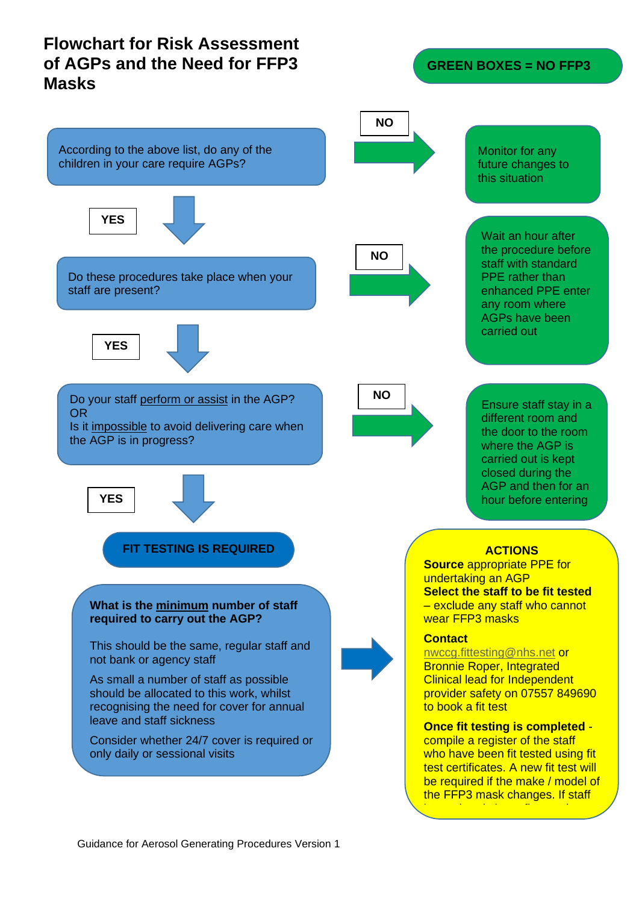# Flowchart for Risk Assessment of AGPs and the Need for FFP3 Masks

**GREEN BOXES = NO FFP3**

According to the above list, do any of the children in your care require AGPs?

**NO** → Monitor for any future changes to this situation

**YES** ↓

Do these procedures take place when your staff are present?

**NO** → Wait an hour after the procedure before staff with standard PPE rather than enhanced PPE enter any room where AGPs have been carried out

**YES** ↓

Do your staff perform or assist in the AGP?
OR
Is it impossible to avoid delivering care when the AGP is in progress?

**NO** → Ensure staff stay in a different room and the door to the room where the AGP is carried out is kept closed during the AGP and then for an hour before entering

**YES** ↓

**FIT TESTING IS REQUIRED**

**What is the minimum number of staff required to carry out the AGP?**

This should be the same, regular staff and not bank or agency staff

As small a number of staff as possible should be allocated to this work, whilst recognising the need for cover for annual leave and staff sickness

Consider whether 24/7 cover is required or only daily or sessional visits

→

**ACTIONS**

**Source** appropriate PPE for undertaking an AGP

**Select the staff to be fit tested** – exclude any staff who cannot wear FFP3 masks

**Contact**

nwccg.fittesting@nhs.net or Bronnie Roper, Integrated Clinical lead for Independent provider safety on 07557 849690 to book a fit test

**Once fit testing is completed** - compile a register of the staff who have been fit tested using fit test certificates. A new fit test will be required if the make / model of the FFP3 mask changes. If staff

Guidance for Aerosol Generating Procedures Version 1